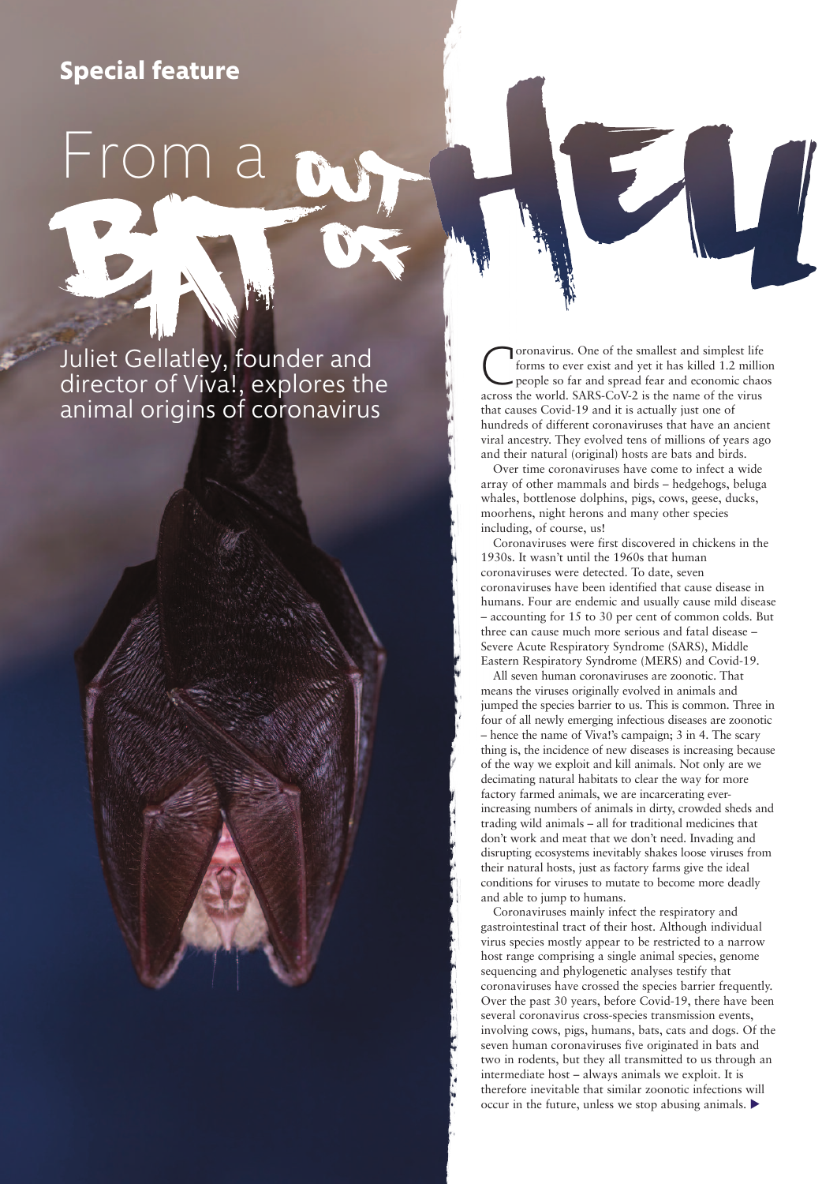Special feature

# From a BAT OUT OF HELL

Juliet Gellatley, founder and director of Viva!, explores the animal origins of coronavirus

Coronavirus. One of the smallest and simplest life forms to ever exist and yet it has killed 1.2 million people so far and spread fear and economic chaos across the world. SARS-CoV-2 is the name of the virus that causes Covid-19 and it is actually just one of hundreds of different coronaviruses that have an ancient viral ancestry. They evolved tens of millions of years ago and their natural (original) hosts are bats and birds.

Over time coronaviruses have come to infect a wide array of other mammals and birds – hedgehogs, beluga whales, bottlenose dolphins, pigs, cows, geese, ducks, moorhens, night herons and many other species including, of course, us!

Coronaviruses were first discovered in chickens in the 1930s. It wasn't until the 1960s that human coronaviruses were detected. To date, seven coronaviruses have been identified that cause disease in humans. Four are endemic and usually cause mild disease – accounting for 15 to 30 per cent of common colds. But three can cause much more serious and fatal disease – Severe Acute Respiratory Syndrome (SARS), Middle Eastern Respiratory Syndrome (MERS) and Covid-19.

All seven human coronaviruses are zoonotic. That means the viruses originally evolved in animals and jumped the species barrier to us. This is common. Three in four of all newly emerging infectious diseases are zoonotic – hence the name of Viva!'s campaign; 3 in 4. The scary thing is, the incidence of new diseases is increasing because of the way we exploit and kill animals. Not only are we decimating natural habitats to clear the way for more factory farmed animals, we are incarcerating ever-increasing numbers of animals in dirty, crowded sheds and trading wild animals – all for traditional medicines that don't work and meat that we don't need. Invading and disrupting ecosystems inevitably shakes loose viruses from their natural hosts, just as factory farms give the ideal conditions for viruses to mutate to become more deadly and able to jump to humans.

Coronaviruses mainly infect the respiratory and gastrointestinal tract of their host. Although individual virus species mostly appear to be restricted to a narrow host range comprising a single animal species, genome sequencing and phylogenetic analyses testify that coronaviruses have crossed the species barrier frequently. Over the past 30 years, before Covid-19, there have been several coronavirus cross-species transmission events, involving cows, pigs, humans, bats, cats and dogs. Of the seven human coronaviruses five originated in bats and two in rodents, but they all transmitted to us through an intermediate host – always animals we exploit. It is therefore inevitable that similar zoonotic infections will occur in the future, unless we stop abusing animals. ▶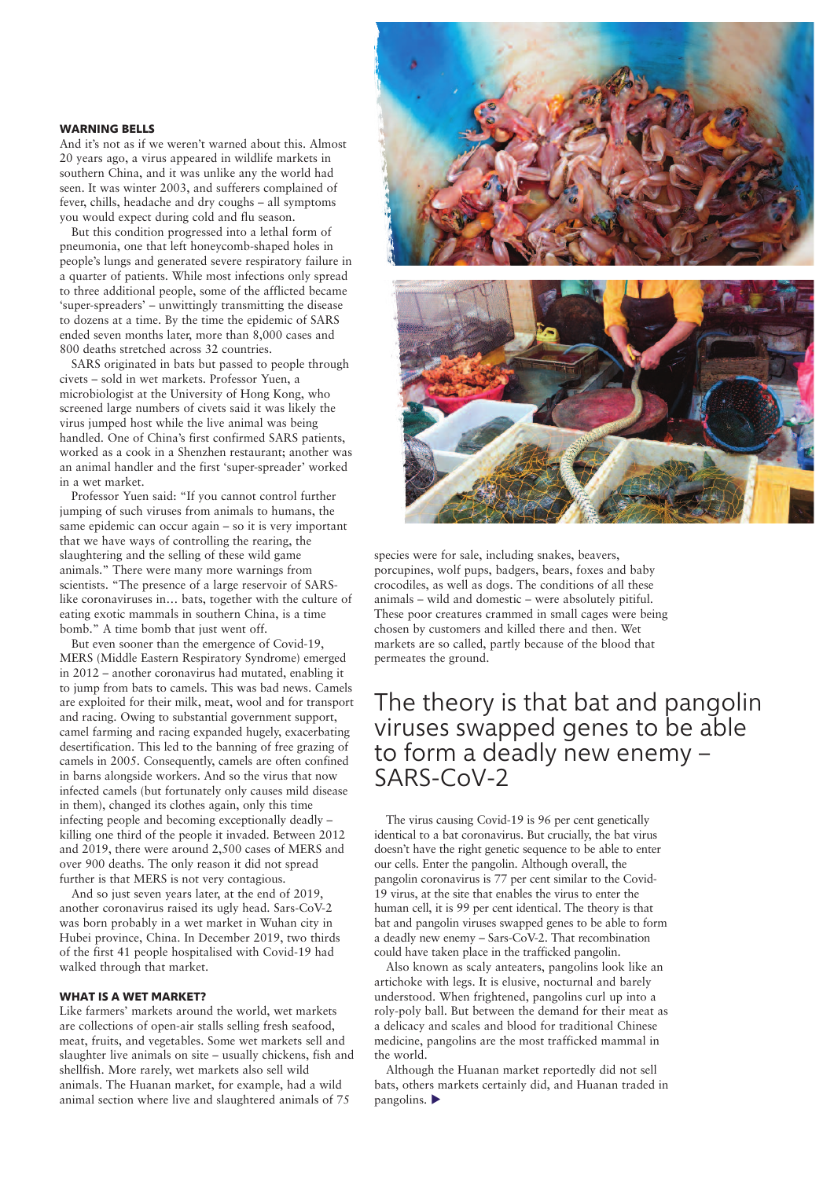## WARNING BELLS

And it's not as if we weren't warned about this. Almost 20 years ago, a virus appeared in wildlife markets in southern China, and it was unlike any the world had seen. It was winter 2003, and sufferers complained of fever, chills, headache and dry coughs – all symptoms you would expect during cold and flu season.

But this condition progressed into a lethal form of pneumonia, one that left honeycomb-shaped holes in people's lungs and generated severe respiratory failure in a quarter of patients. While most infections only spread to three additional people, some of the afflicted became 'super-spreaders' – unwittingly transmitting the disease to dozens at a time. By the time the epidemic of SARS ended seven months later, more than 8,000 cases and 800 deaths stretched across 32 countries.

SARS originated in bats but passed to people through civets – sold in wet markets. Professor Yuen, a microbiologist at the University of Hong Kong, who screened large numbers of civets said it was likely the virus jumped host while the live animal was being handled. One of China's first confirmed SARS patients, worked as a cook in a Shenzhen restaurant; another was an animal handler and the first 'super-spreader' worked in a wet market.

Professor Yuen said: "If you cannot control further jumping of such viruses from animals to humans, the same epidemic can occur again – so it is very important that we have ways of controlling the rearing, the slaughtering and the selling of these wild game animals." There were many more warnings from scientists. "The presence of a large reservoir of SARS-like coronaviruses in… bats, together with the culture of eating exotic mammals in southern China, is a time bomb." A time bomb that just went off.

But even sooner than the emergence of Covid-19, MERS (Middle Eastern Respiratory Syndrome) emerged in 2012 – another coronavirus had mutated, enabling it to jump from bats to camels. This was bad news. Camels are exploited for their milk, meat, wool and for transport and racing. Owing to substantial government support, camel farming and racing expanded hugely, exacerbating desertification. This led to the banning of free grazing of camels in 2005. Consequently, camels are often confined in barns alongside workers. And so the virus that now infected camels (but fortunately only causes mild disease in them), changed its clothes again, only this time infecting people and becoming exceptionally deadly – killing one third of the people it invaded. Between 2012 and 2019, there were around 2,500 cases of MERS and over 900 deaths. The only reason it did not spread further is that MERS is not very contagious.

And so just seven years later, at the end of 2019, another coronavirus raised its ugly head. Sars-CoV-2 was born probably in a wet market in Wuhan city in Hubei province, China. In December 2019, two thirds of the first 41 people hospitalised with Covid-19 had walked through that market.

## WHAT IS A WET MARKET?

Like farmers' markets around the world, wet markets are collections of open-air stalls selling fresh seafood, meat, fruits, and vegetables. Some wet markets sell and slaughter live animals on site – usually chickens, fish and shellfish. More rarely, wet markets also sell wild animals. The Huanan market, for example, had a wild animal section where live and slaughtered animals of 75 species were for sale, including snakes, beavers, porcupines, wolf pups, badgers, bears, foxes and baby crocodiles, as well as dogs. The conditions of all these animals – wild and domestic – were absolutely pitiful. These poor creatures crammed in small cages were being chosen by customers and killed there and then. Wet markets are so called, partly because of the blood that permeates the ground.

> The theory is that bat and pangolin viruses swapped genes to be able to form a deadly new enemy – SARS-CoV-2

The virus causing Covid-19 is 96 per cent genetically identical to a bat coronavirus. But crucially, the bat virus doesn't have the right genetic sequence to be able to enter our cells. Enter the pangolin. Although overall, the pangolin coronavirus is 77 per cent similar to the Covid-19 virus, at the site that enables the virus to enter the human cell, it is 99 per cent identical. The theory is that bat and pangolin viruses swapped genes to be able to form a deadly new enemy – Sars-CoV-2. That recombination could have taken place in the trafficked pangolin.

Also known as scaly anteaters, pangolins look like an artichoke with legs. It is elusive, nocturnal and barely understood. When frightened, pangolins curl up into a roly-poly ball. But between the demand for their meat as a delicacy and scales and blood for traditional Chinese medicine, pangolins are the most trafficked mammal in the world.

Although the Huanan market reportedly did not sell bats, others markets certainly did, and Huanan traded in pangolins. ▶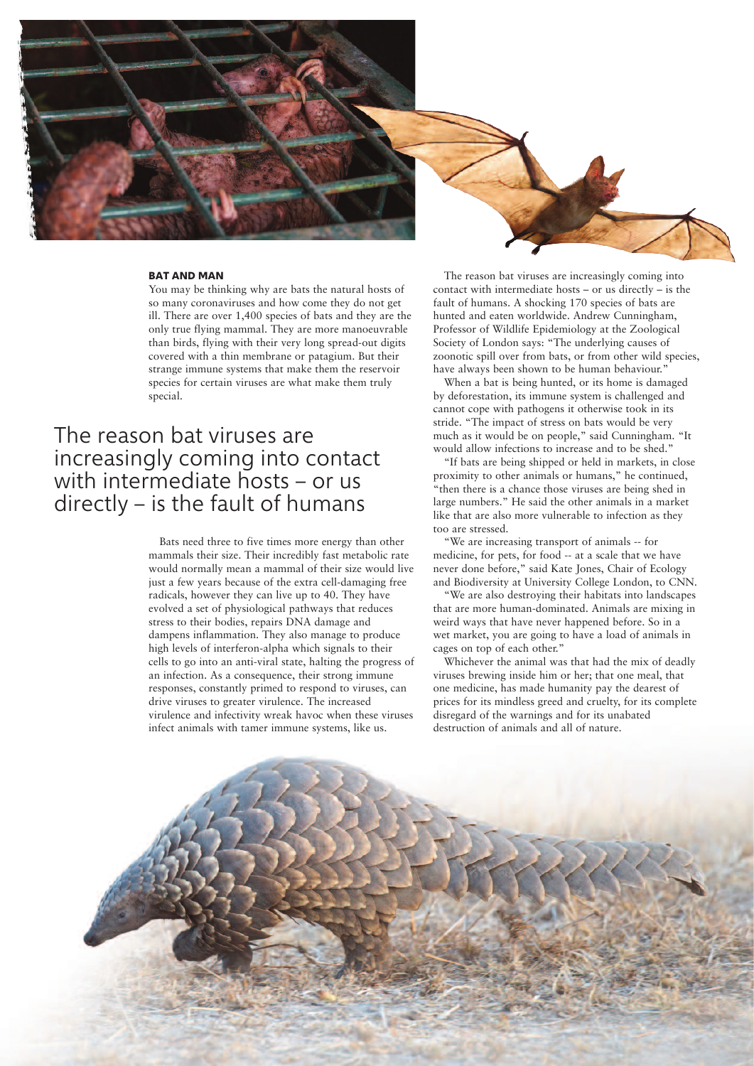## BAT AND MAN

You may be thinking why are bats the natural hosts of so many coronaviruses and how come they do not get ill. There are over 1,400 species of bats and they are the only true flying mammal. They are more manoeuvrable than birds, flying with their very long spread-out digits covered with a thin membrane or patagium. But their strange immune systems that make them the reservoir species for certain viruses are what make them truly special.

> The reason bat viruses are increasingly coming into contact with intermediate hosts – or us directly – is the fault of humans

Bats need three to five times more energy than other mammals their size. Their incredibly fast metabolic rate would normally mean a mammal of their size would live just a few years because of the extra cell-damaging free radicals, however they can live up to 40. They have evolved a set of physiological pathways that reduces stress to their bodies, repairs DNA damage and dampens inflammation. They also manage to produce high levels of interferon-alpha which signals to their cells to go into an anti-viral state, halting the progress of an infection. As a consequence, their strong immune responses, constantly primed to respond to viruses, can drive viruses to greater virulence. The increased virulence and infectivity wreak havoc when these viruses infect animals with tamer immune systems, like us.

The reason bat viruses are increasingly coming into contact with intermediate hosts – or us directly – is the fault of humans. A shocking 170 species of bats are hunted and eaten worldwide. Andrew Cunningham, Professor of Wildlife Epidemiology at the Zoological Society of London says: "The underlying causes of zoonotic spill over from bats, or from other wild species, have always been shown to be human behaviour."

When a bat is being hunted, or its home is damaged by deforestation, its immune system is challenged and cannot cope with pathogens it otherwise took in its stride. "The impact of stress on bats would be very much as it would be on people," said Cunningham. "It would allow infections to increase and to be shed."

"If bats are being shipped or held in markets, in close proximity to other animals or humans," he continued, "then there is a chance those viruses are being shed in large numbers." He said the other animals in a market like that are also more vulnerable to infection as they too are stressed.

"We are increasing transport of animals -- for medicine, for pets, for food -- at a scale that we have never done before," said Kate Jones, Chair of Ecology and Biodiversity at University College London, to CNN.

"We are also destroying their habitats into landscapes that are more human-dominated. Animals are mixing in weird ways that have never happened before. So in a wet market, you are going to have a load of animals in cages on top of each other."

Whichever the animal was that had the mix of deadly viruses brewing inside him or her; that one meal, that one medicine, has made humanity pay the dearest of prices for its mindless greed and cruelty, for its complete disregard of the warnings and for its unabated destruction of animals and all of nature.